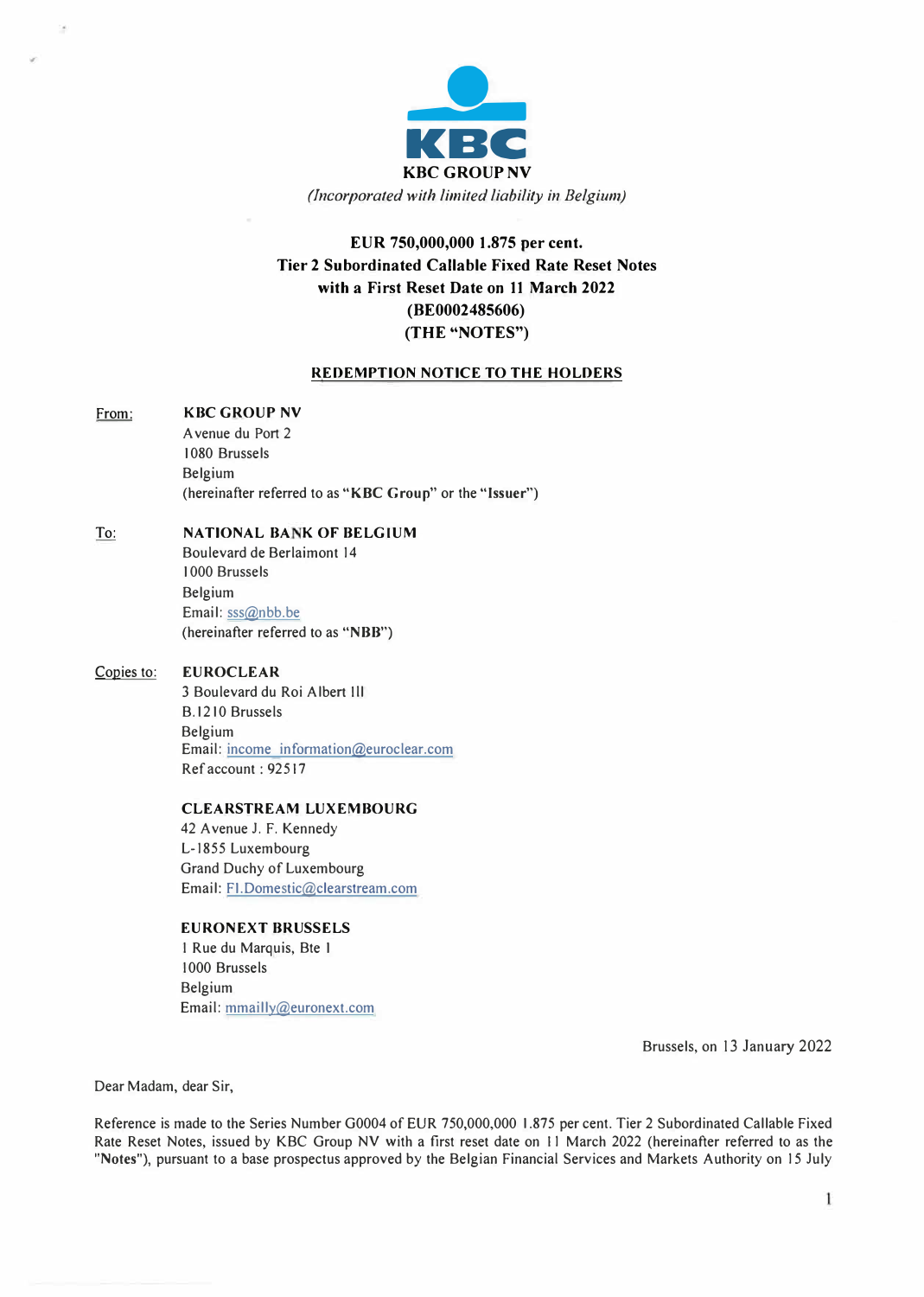**KBC GROUP NV**

*(Incorporated with limited liability in Belgium)*

**EUR 750,000,000 1.875 per cent.**
**Tier 2 Subordinated Callable Fixed Rate Reset Notes**
**with a First Reset Date on 11 March 2022**
**(BE0002485606)**
**(THE "NOTES")**

**REDEMPTION NOTICE TO THE HOLDERS**

From: **KBC GROUP NV**
Avenue du Port 2
1080 Brussels
Belgium
(hereinafter referred to as "**KBC Group**" or the "**Issuer**")

To: **NATIONAL BANK OF BELGIUM**
Boulevard de Berlaimont 14
1000 Brussels
Belgium
Email: sss@nbb.be
(hereinafter referred to as "**NBB**")

Copies to: **EUROCLEAR**
3 Boulevard du Roi Albert III
B.1210 Brussels
Belgium
Email: income_information@euroclear.com
Ref account : 92517

**CLEARSTREAM LUXEMBOURG**
42 Avenue J. F. Kennedy
L-1855 Luxembourg
Grand Duchy of Luxembourg
Email: FI.Domestic@clearstream.com

**EURONEXT BRUSSELS**
1 Rue du Marquis, Bte 1
1000 Brussels
Belgium
Email: mmailly@euronext.com

Brussels, on 13 January 2022

Dear Madam, dear Sir,

Reference is made to the Series Number G0004 of EUR 750,000,000 1.875 per cent. Tier 2 Subordinated Callable Fixed Rate Reset Notes, issued by KBC Group NV with a first reset date on 11 March 2022 (hereinafter referred to as the "**Notes**"), pursuant to a base prospectus approved by the Belgian Financial Services and Markets Authority on 15 July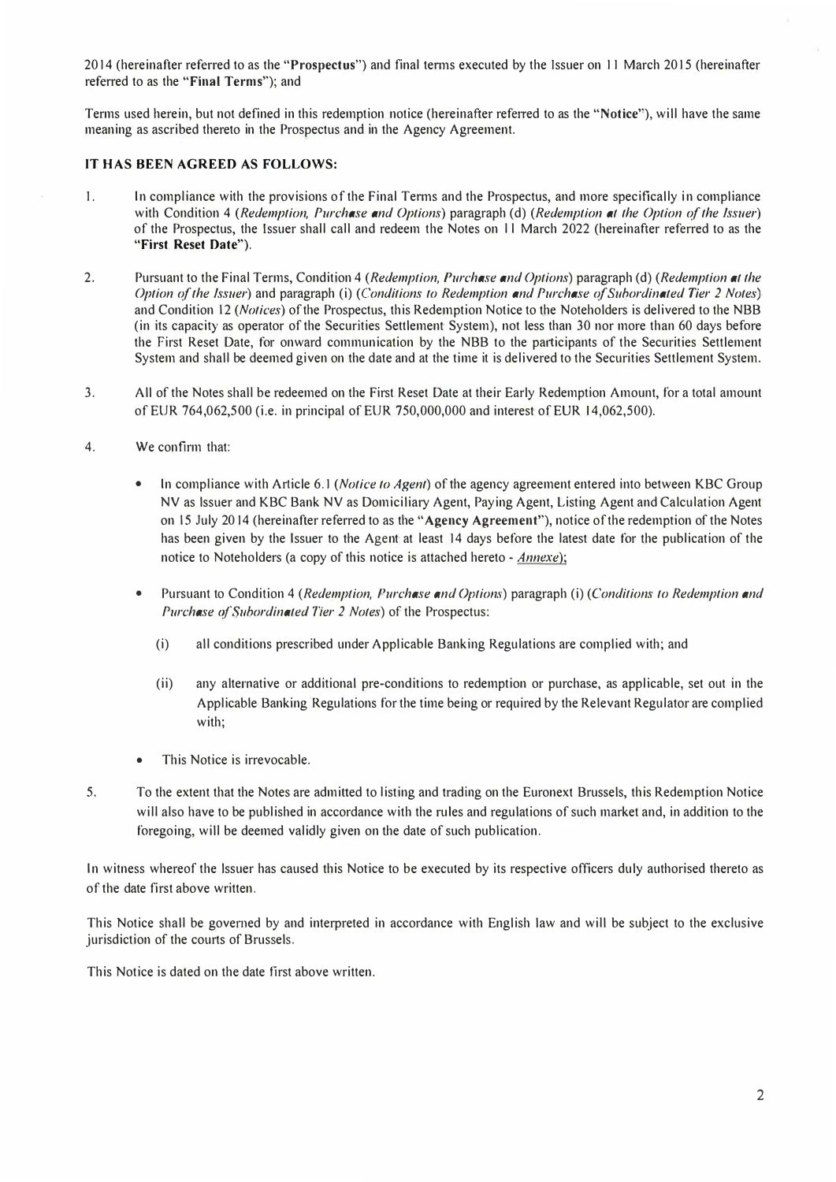2014 (hereinafter referred to as the "**Prospectus**") and final terms executed by the Issuer on 11 March 2015 (hereinafter referred to as the "**Final Terms**"); and

Terms used herein, but not defined in this redemption notice (hereinafter referred to as the "**Notice**"), will have the same meaning as ascribed thereto in the Prospectus and in the Agency Agreement.

**IT HAS BEEN AGREED AS FOLLOWS:**

1. In compliance with the provisions of the Final Terms and the Prospectus, and more specifically in compliance with Condition 4 (*Redemption, Purchase and Options*) paragraph (d) (*Redemption at the Option of the Issuer*) of the Prospectus, the Issuer shall call and redeem the Notes on 11 March 2022 (hereinafter referred to as the "**First Reset Date**").

2. Pursuant to the Final Terms, Condition 4 (*Redemption, Purchase and Options*) paragraph (d) (*Redemption at the Option of the Issuer*) and paragraph (i) (*Conditions to Redemption and Purchase of Subordinated Tier 2 Notes*) and Condition 12 (*Notices*) of the Prospectus, this Redemption Notice to the Noteholders is delivered to the NBB (in its capacity as operator of the Securities Settlement System), not less than 30 nor more than 60 days before the First Reset Date, for onward communication by the NBB to the participants of the Securities Settlement System and shall be deemed given on the date and at the time it is delivered to the Securities Settlement System.

3. All of the Notes shall be redeemed on the First Reset Date at their Early Redemption Amount, for a total amount of EUR 764,062,500 (i.e. in principal of EUR 750,000,000 and interest of EUR 14,062,500).

4. We confirm that:

   - In compliance with Article 6.1 (*Notice to Agent*) of the agency agreement entered into between KBC Group NV as Issuer and KBC Bank NV as Domiciliary Agent, Paying Agent, Listing Agent and Calculation Agent on 15 July 2014 (hereinafter referred to as the "**Agency Agreement**"), notice of the redemption of the Notes has been given by the Issuer to the Agent at least 14 days before the latest date for the publication of the notice to Noteholders (a copy of this notice is attached hereto - *Annexe*);

   - Pursuant to Condition 4 (*Redemption, Purchase and Options*) paragraph (i) (*Conditions to Redemption and Purchase of Subordinated Tier 2 Notes*) of the Prospectus:

     (i) all conditions prescribed under Applicable Banking Regulations are complied with; and

     (ii) any alternative or additional pre-conditions to redemption or purchase, as applicable, set out in the Applicable Banking Regulations for the time being or required by the Relevant Regulator are complied with;

   - This Notice is irrevocable.

5. To the extent that the Notes are admitted to listing and trading on the Euronext Brussels, this Redemption Notice will also have to be published in accordance with the rules and regulations of such market and, in addition to the foregoing, will be deemed validly given on the date of such publication.

In witness whereof the Issuer has caused this Notice to be executed by its respective officers duly authorised thereto as of the date first above written.

This Notice shall be governed by and interpreted in accordance with English law and will be subject to the exclusive jurisdiction of the courts of Brussels.

This Notice is dated on the date first above written.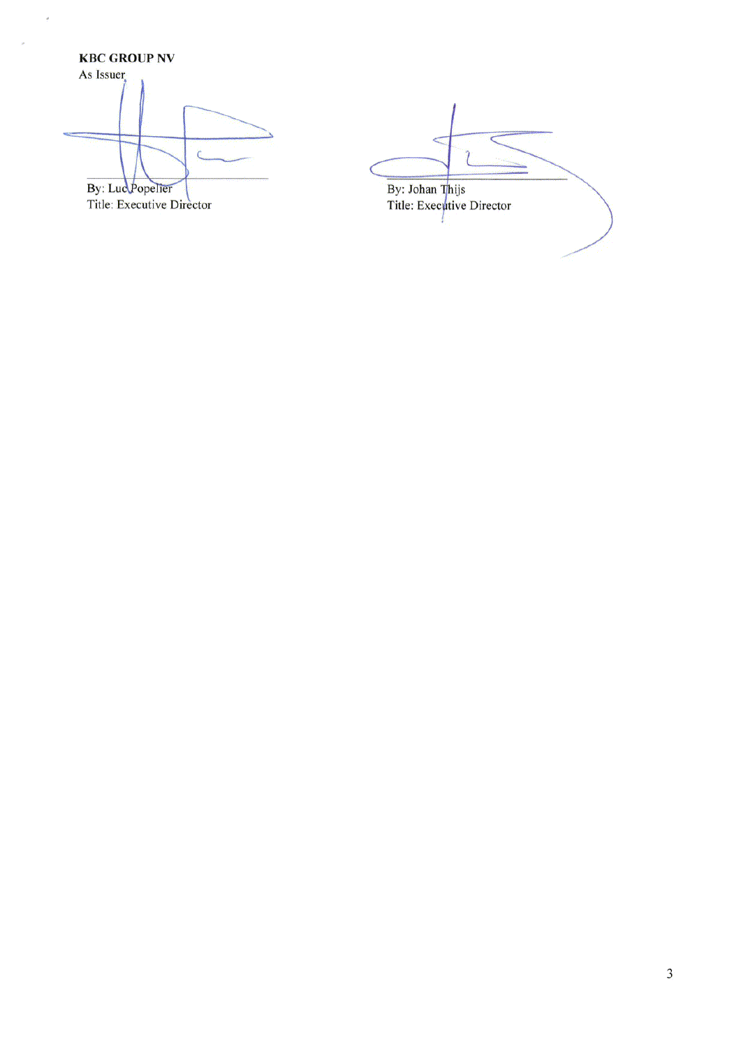**KBC GROUP NV**
As Issuer

By: Luc Popelier
Title: Executive Director

By: Johan Thijs
Title: Executive Director